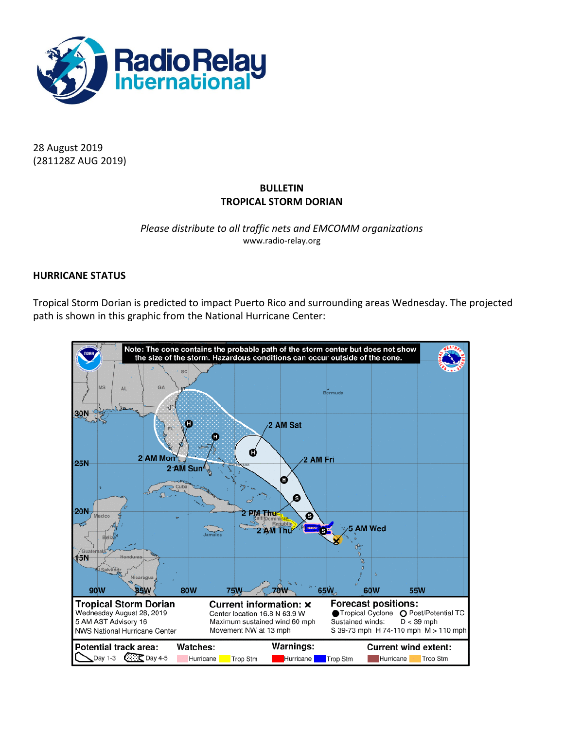28 August 2019
(281128Z AUG 2019)

**BULLETIN**
**TROPICAL STORM DORIAN**

*Please distribute to all traffic nets and EMCOMM organizations*
www.radio-relay.org

## HURRICANE STATUS

Tropical Storm Dorian is predicted to impact Puerto Rico and surrounding areas Wednesday. The projected path is shown in this graphic from the National Hurricane Center: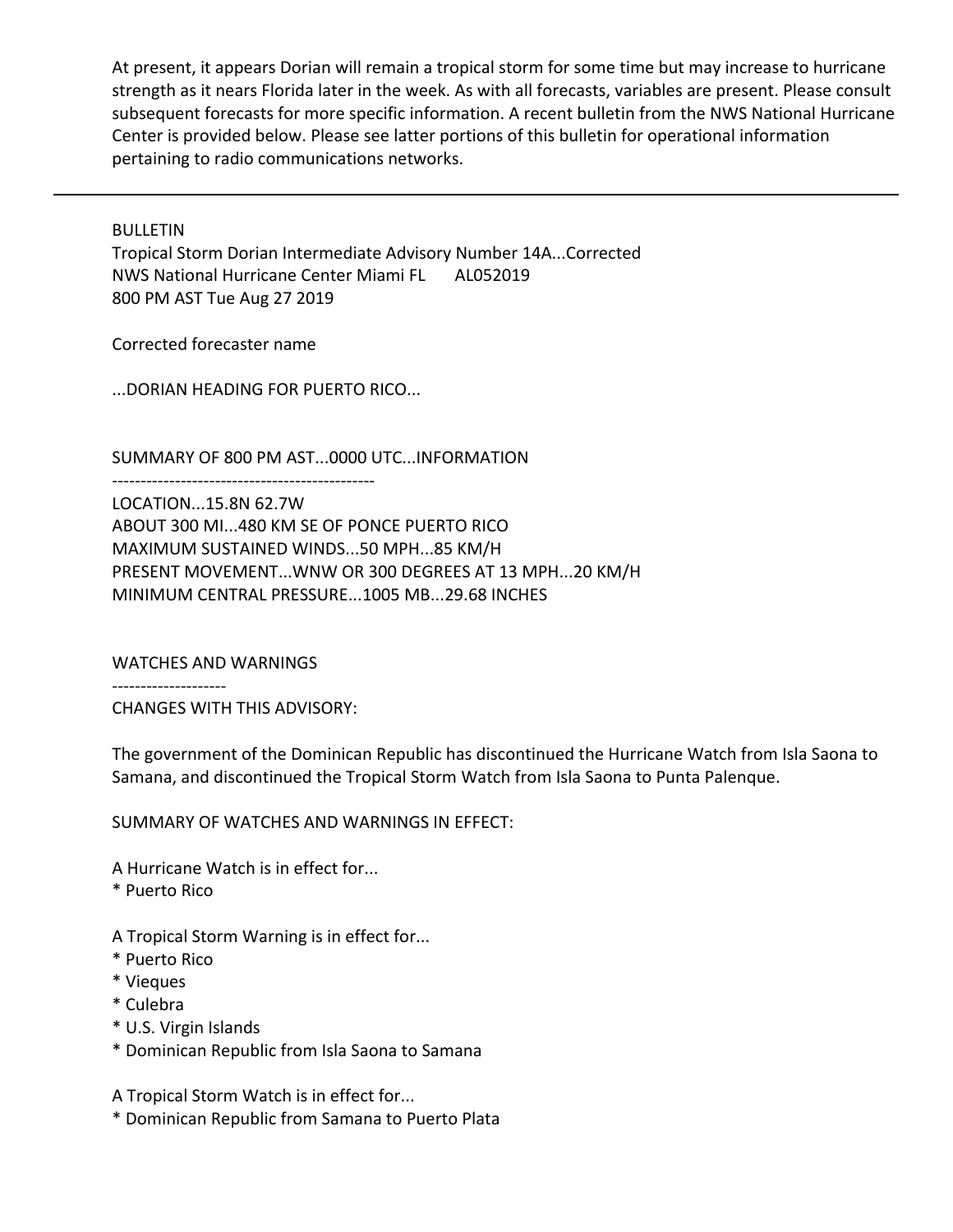At present, it appears Dorian will remain a tropical storm for some time but may increase to hurricane strength as it nears Florida later in the week. As with all forecasts, variables are present. Please consult subsequent forecasts for more specific information. A recent bulletin from the NWS National Hurricane Center is provided below. Please see latter portions of this bulletin for operational information pertaining to radio communications networks.

---

BULLETIN
Tropical Storm Dorian Intermediate Advisory Number 14A...Corrected
NWS National Hurricane Center Miami FL      AL052019
800 PM AST Tue Aug 27 2019

Corrected forecaster name

...DORIAN HEADING FOR PUERTO RICO...

SUMMARY OF 800 PM AST...0000 UTC...INFORMATION
----------------------------------------------
LOCATION...15.8N 62.7W
ABOUT 300 MI...480 KM SE OF PONCE PUERTO RICO
MAXIMUM SUSTAINED WINDS...50 MPH...85 KM/H
PRESENT MOVEMENT...WNW OR 300 DEGREES AT 13 MPH...20 KM/H
MINIMUM CENTRAL PRESSURE...1005 MB...29.68 INCHES

WATCHES AND WARNINGS
--------------------
CHANGES WITH THIS ADVISORY:

The government of the Dominican Republic has discontinued the Hurricane Watch from Isla Saona to Samana, and discontinued the Tropical Storm Watch from Isla Saona to Punta Palenque.

SUMMARY OF WATCHES AND WARNINGS IN EFFECT:

A Hurricane Watch is in effect for...
* Puerto Rico

A Tropical Storm Warning is in effect for...
* Puerto Rico
* Vieques
* Culebra
* U.S. Virgin Islands
* Dominican Republic from Isla Saona to Samana

A Tropical Storm Watch is in effect for...
* Dominican Republic from Samana to Puerto Plata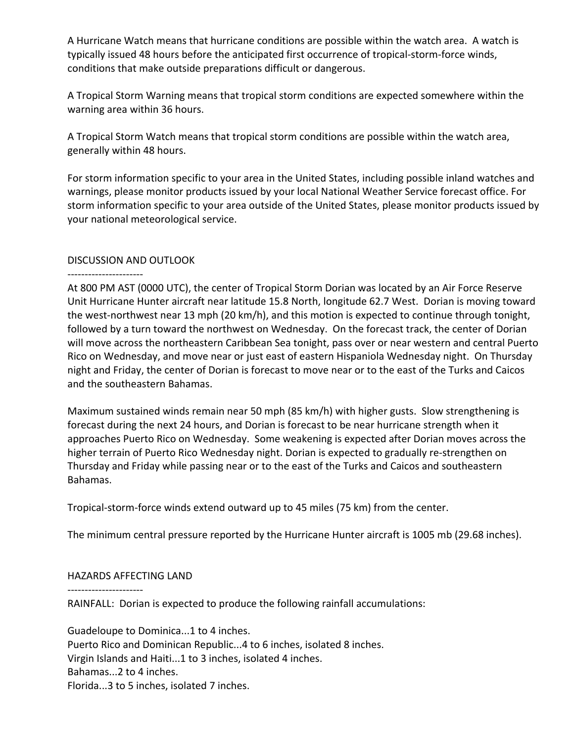A Hurricane Watch means that hurricane conditions are possible within the watch area. A watch is typically issued 48 hours before the anticipated first occurrence of tropical-storm-force winds, conditions that make outside preparations difficult or dangerous.

A Tropical Storm Warning means that tropical storm conditions are expected somewhere within the warning area within 36 hours.

A Tropical Storm Watch means that tropical storm conditions are possible within the watch area, generally within 48 hours.

For storm information specific to your area in the United States, including possible inland watches and warnings, please monitor products issued by your local National Weather Service forecast office. For storm information specific to your area outside of the United States, please monitor products issued by your national meteorological service.

DISCUSSION AND OUTLOOK
----------------------
At 800 PM AST (0000 UTC), the center of Tropical Storm Dorian was located by an Air Force Reserve Unit Hurricane Hunter aircraft near latitude 15.8 North, longitude 62.7 West. Dorian is moving toward the west-northwest near 13 mph (20 km/h), and this motion is expected to continue through tonight, followed by a turn toward the northwest on Wednesday. On the forecast track, the center of Dorian will move across the northeastern Caribbean Sea tonight, pass over or near western and central Puerto Rico on Wednesday, and move near or just east of eastern Hispaniola Wednesday night. On Thursday night and Friday, the center of Dorian is forecast to move near or to the east of the Turks and Caicos and the southeastern Bahamas.

Maximum sustained winds remain near 50 mph (85 km/h) with higher gusts. Slow strengthening is forecast during the next 24 hours, and Dorian is forecast to be near hurricane strength when it approaches Puerto Rico on Wednesday. Some weakening is expected after Dorian moves across the higher terrain of Puerto Rico Wednesday night. Dorian is expected to gradually re-strengthen on Thursday and Friday while passing near or to the east of the Turks and Caicos and southeastern Bahamas.

Tropical-storm-force winds extend outward up to 45 miles (75 km) from the center.

The minimum central pressure reported by the Hurricane Hunter aircraft is 1005 mb (29.68 inches).

HAZARDS AFFECTING LAND
----------------------
RAINFALL: Dorian is expected to produce the following rainfall accumulations:

Guadeloupe to Dominica...1 to 4 inches.
Puerto Rico and Dominican Republic...4 to 6 inches, isolated 8 inches.
Virgin Islands and Haiti...1 to 3 inches, isolated 4 inches.
Bahamas...2 to 4 inches.
Florida...3 to 5 inches, isolated 7 inches.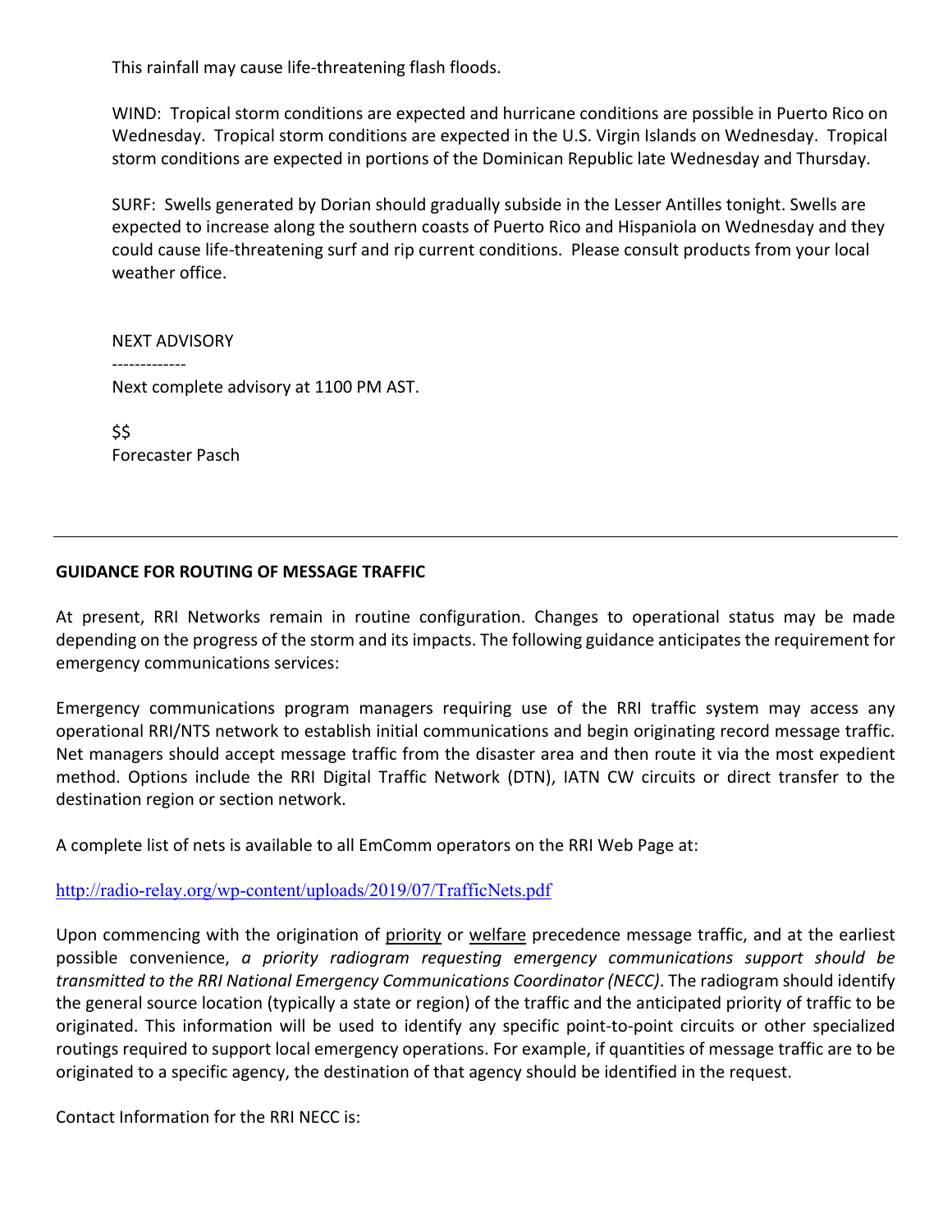This rainfall may cause life-threatening flash floods.

WIND: Tropical storm conditions are expected and hurricane conditions are possible in Puerto Rico on Wednesday. Tropical storm conditions are expected in the U.S. Virgin Islands on Wednesday. Tropical storm conditions are expected in portions of the Dominican Republic late Wednesday and Thursday.

SURF: Swells generated by Dorian should gradually subside in the Lesser Antilles tonight. Swells are expected to increase along the southern coasts of Puerto Rico and Hispaniola on Wednesday and they could cause life-threatening surf and rip current conditions. Please consult products from your local weather office.

NEXT ADVISORY
-------------
Next complete advisory at 1100 PM AST.

$$
Forecaster Pasch

---

**GUIDANCE FOR ROUTING OF MESSAGE TRAFFIC**

At present, RRI Networks remain in routine configuration. Changes to operational status may be made depending on the progress of the storm and its impacts. The following guidance anticipates the requirement for emergency communications services:

Emergency communications program managers requiring use of the RRI traffic system may access any operational RRI/NTS network to establish initial communications and begin originating record message traffic. Net managers should accept message traffic from the disaster area and then route it via the most expedient method. Options include the RRI Digital Traffic Network (DTN), IATN CW circuits or direct transfer to the destination region or section network.

A complete list of nets is available to all EmComm operators on the RRI Web Page at:

http://radio-relay.org/wp-content/uploads/2019/07/TrafficNets.pdf

Upon commencing with the origination of priority or welfare precedence message traffic, and at the earliest possible convenience, *a priority radiogram requesting emergency communications support should be transmitted to the RRI National Emergency Communications Coordinator (NECC)*. The radiogram should identify the general source location (typically a state or region) of the traffic and the anticipated priority of traffic to be originated. This information will be used to identify any specific point-to-point circuits or other specialized routings required to support local emergency operations. For example, if quantities of message traffic are to be originated to a specific agency, the destination of that agency should be identified in the request.

Contact Information for the RRI NECC is: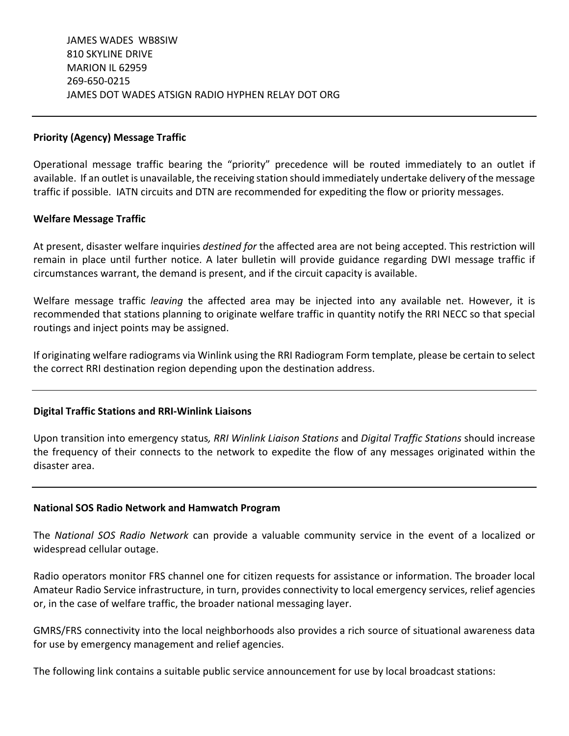JAMES WADES WB8SIW
810 SKYLINE DRIVE
MARION IL 62959
269-650-0215
JAMES DOT WADES ATSIGN RADIO HYPHEN RELAY DOT ORG

---

**Priority (Agency) Message Traffic**

Operational message traffic bearing the "priority" precedence will be routed immediately to an outlet if available. If an outlet is unavailable, the receiving station should immediately undertake delivery of the message traffic if possible. IATN circuits and DTN are recommended for expediting the flow or priority messages.

**Welfare Message Traffic**

At present, disaster welfare inquiries *destined for* the affected area are not being accepted. This restriction will remain in place until further notice. A later bulletin will provide guidance regarding DWI message traffic if circumstances warrant, the demand is present, and if the circuit capacity is available.

Welfare message traffic *leaving* the affected area may be injected into any available net. However, it is recommended that stations planning to originate welfare traffic in quantity notify the RRI NECC so that special routings and inject points may be assigned.

If originating welfare radiograms via Winlink using the RRI Radiogram Form template, please be certain to select the correct RRI destination region depending upon the destination address.

---

**Digital Traffic Stations and RRI-Winlink Liaisons**

Upon transition into emergency status*, RRI Winlink Liaison Stations* and *Digital Traffic Stations* should increase the frequency of their connects to the network to expedite the flow of any messages originated within the disaster area.

---

**National SOS Radio Network and Hamwatch Program**

The *National SOS Radio Network* can provide a valuable community service in the event of a localized or widespread cellular outage.

Radio operators monitor FRS channel one for citizen requests for assistance or information. The broader local Amateur Radio Service infrastructure, in turn, provides connectivity to local emergency services, relief agencies or, in the case of welfare traffic, the broader national messaging layer.

GMRS/FRS connectivity into the local neighborhoods also provides a rich source of situational awareness data for use by emergency management and relief agencies.

The following link contains a suitable public service announcement for use by local broadcast stations: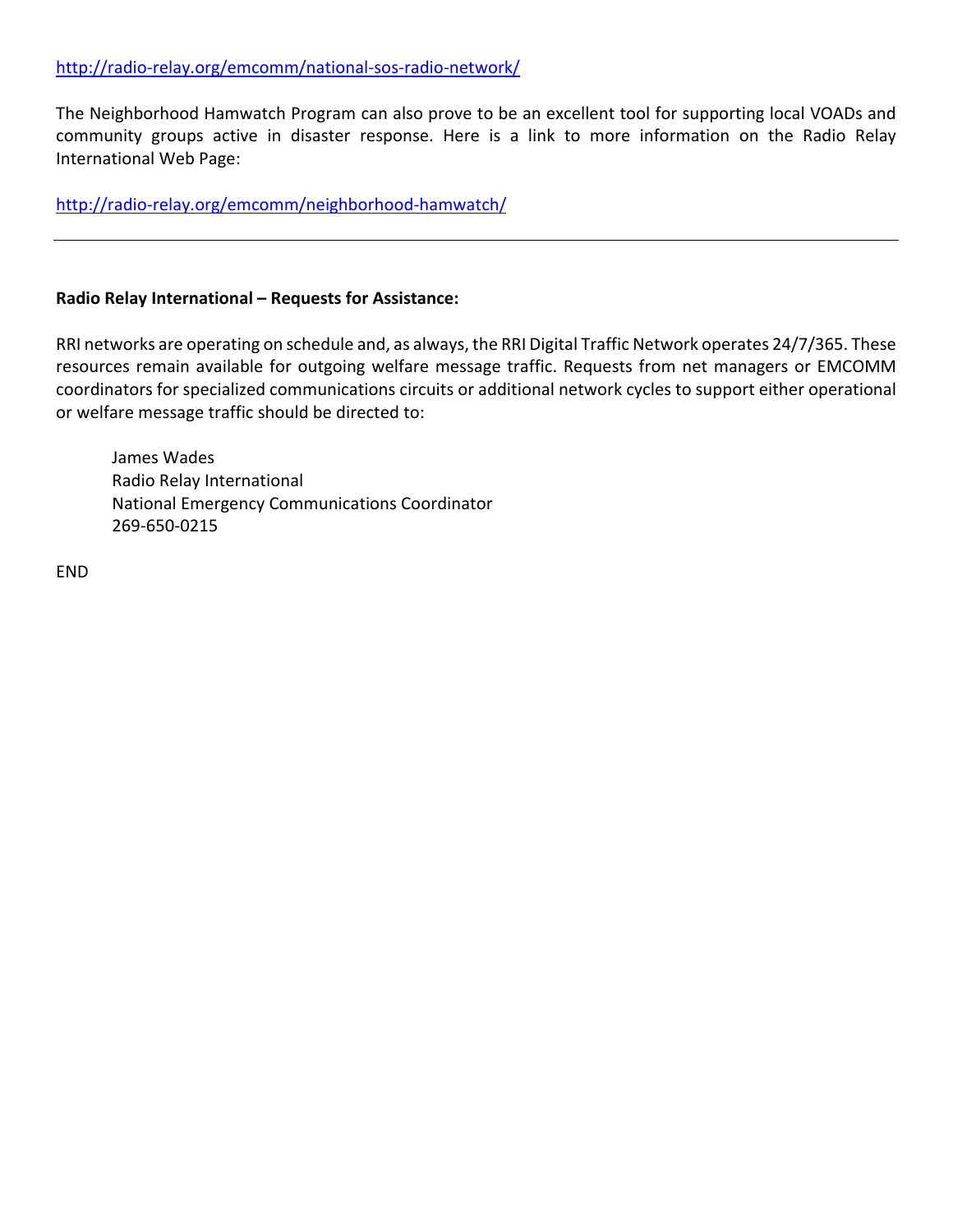http://radio-relay.org/emcomm/national-sos-radio-network/

The Neighborhood Hamwatch Program can also prove to be an excellent tool for supporting local VOADs and community groups active in disaster response. Here is a link to more information on the Radio Relay International Web Page:

http://radio-relay.org/emcomm/neighborhood-hamwatch/

---

**Radio Relay International – Requests for Assistance:**

RRI networks are operating on schedule and, as always, the RRI Digital Traffic Network operates 24/7/365. These resources remain available for outgoing welfare message traffic. Requests from net managers or EMCOMM coordinators for specialized communications circuits or additional network cycles to support either operational or welfare message traffic should be directed to:

James Wades
Radio Relay International
National Emergency Communications Coordinator
269-650-0215

END